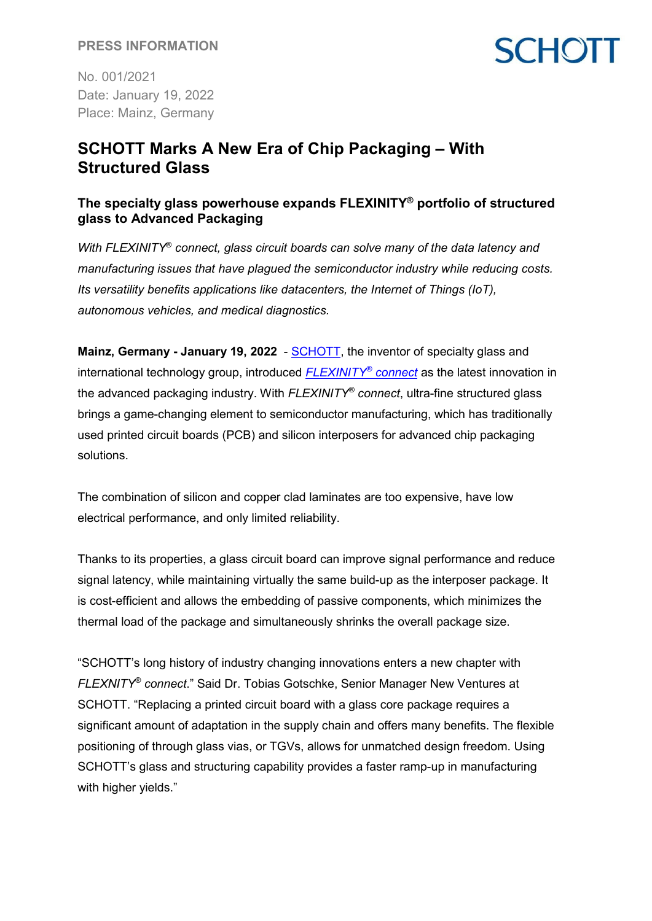PRESS INFORMATION

SCHOTT

No. 001/2021
Date: January 19, 2022
Place: Mainz, Germany

# SCHOTT Marks A New Era of Chip Packaging – With Structured Glass

## The specialty glass powerhouse expands FLEXINITY® portfolio of structured glass to Advanced Packaging

*With FLEXINITY® connect, glass circuit boards can solve many of the data latency and manufacturing issues that have plagued the semiconductor industry while reducing costs. Its versatility benefits applications like datacenters, the Internet of Things (IoT), autonomous vehicles, and medical diagnostics.*

**Mainz, Germany - January 19, 2022** - SCHOTT, the inventor of specialty glass and international technology group, introduced *FLEXINITY® connect* as the latest innovation in the advanced packaging industry. With *FLEXINITY® connect*, ultra-fine structured glass brings a game-changing element to semiconductor manufacturing, which has traditionally used printed circuit boards (PCB) and silicon interposers for advanced chip packaging solutions.

The combination of silicon and copper clad laminates are too expensive, have low electrical performance, and only limited reliability.

Thanks to its properties, a glass circuit board can improve signal performance and reduce signal latency, while maintaining virtually the same build-up as the interposer package. It is cost-efficient and allows the embedding of passive components, which minimizes the thermal load of the package and simultaneously shrinks the overall package size.

"SCHOTT's long history of industry changing innovations enters a new chapter with *FLEXNITY® connect*." Said Dr. Tobias Gotschke, Senior Manager New Ventures at SCHOTT. "Replacing a printed circuit board with a glass core package requires a significant amount of adaptation in the supply chain and offers many benefits. The flexible positioning of through glass vias, or TGVs, allows for unmatched design freedom. Using SCHOTT's glass and structuring capability provides a faster ramp-up in manufacturing with higher yields."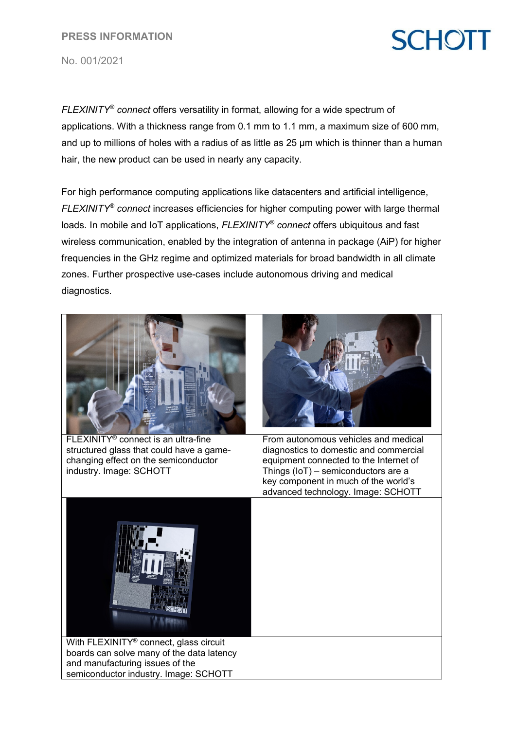*FLEXINITY® connect* offers versatility in format, allowing for a wide spectrum of applications. With a thickness range from 0.1 mm to 1.1 mm, a maximum size of 600 mm, and up to millions of holes with a radius of as little as 25 µm which is thinner than a human hair, the new product can be used in nearly any capacity.

For high performance computing applications like datacenters and artificial intelligence, *FLEXINITY® connect* increases efficiencies for higher computing power with large thermal loads. In mobile and IoT applications, *FLEXINITY® connect* offers ubiquitous and fast wireless communication, enabled by the integration of antenna in package (AiP) for higher frequencies in the GHz regime and optimized materials for broad bandwidth in all climate zones. Further prospective use-cases include autonomous driving and medical diagnostics.

| | |
|---|---|
| FLEXINITY® connect is an ultra-fine structured glass that could have a game-changing effect on the semiconductor industry. Image: SCHOTT | From autonomous vehicles and medical diagnostics to domestic and commercial equipment connected to the Internet of Things (IoT) – semiconductors are a key component in much of the world's advanced technology. Image: SCHOTT |
| With FLEXINITY® connect, glass circuit boards can solve many of the data latency and manufacturing issues of the semiconductor industry. Image: SCHOTT | |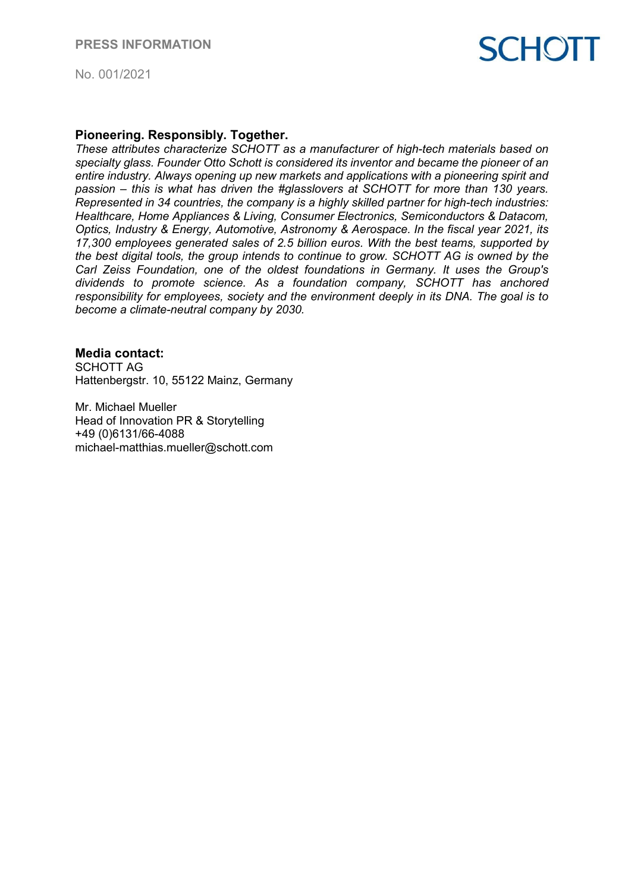**Pioneering. Responsibly. Together.**

*These attributes characterize SCHOTT as a manufacturer of high-tech materials based on specialty glass. Founder Otto Schott is considered its inventor and became the pioneer of an entire industry. Always opening up new markets and applications with a pioneering spirit and passion – this is what has driven the #glasslovers at SCHOTT for more than 130 years. Represented in 34 countries, the company is a highly skilled partner for high-tech industries: Healthcare, Home Appliances & Living, Consumer Electronics, Semiconductors & Datacom, Optics, Industry & Energy, Automotive, Astronomy & Aerospace. In the fiscal year 2021, its 17,300 employees generated sales of 2.5 billion euros. With the best teams, supported by the best digital tools, the group intends to continue to grow. SCHOTT AG is owned by the Carl Zeiss Foundation, one of the oldest foundations in Germany. It uses the Group's dividends to promote science. As a foundation company, SCHOTT has anchored responsibility for employees, society and the environment deeply in its DNA. The goal is to become a climate-neutral company by 2030.*

**Media contact:**
SCHOTT AG
Hattenbergstr. 10, 55122 Mainz, Germany

Mr. Michael Mueller
Head of Innovation PR & Storytelling
+49 (0)6131/66-4088
michael-matthias.mueller@schott.com